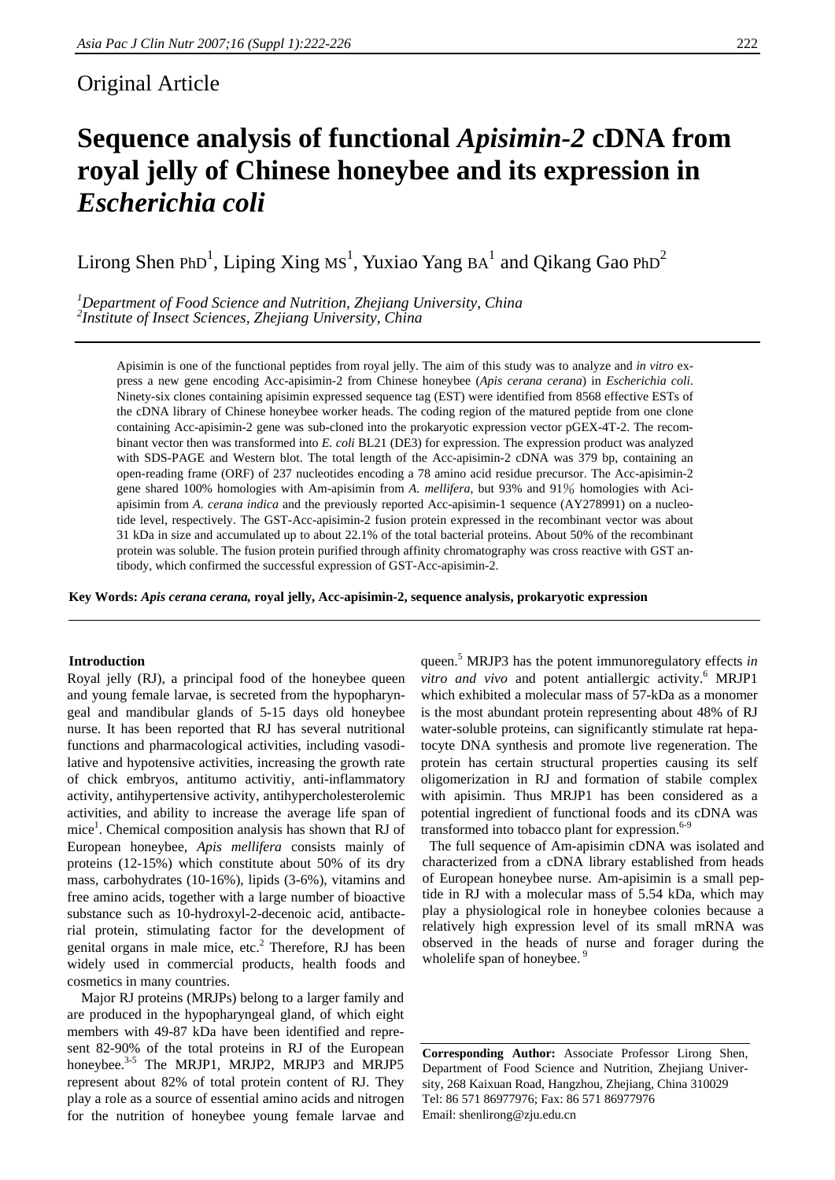## Original Article

# Sequence analysis of functional *Apisimin-2* cDNA from royal jelly of Chinese honeybee and its expression in *Escherichia coli*

Lirong Shen PhD[1], Liping Xing MS[1], Yuxiao Yang BA[1] and Qikang Gao PhD[2]

[1]*Department of Food Science and Nutrition, Zhejiang University, China*
[2]*Institute of Insect Sciences, Zhejiang University, China*

Apisimin is one of the functional peptides from royal jelly. The aim of this study was to analyze and *in vitro* express a new gene encoding Acc-apisimin-2 from Chinese honeybee (*Apis cerana cerana*) in *Escherichia coli*. Ninety-six clones containing apisimin expressed sequence tag (EST) were identified from 8568 effective ESTs of the cDNA library of Chinese honeybee worker heads. The coding region of the matured peptide from one clone containing Acc-apisimin-2 gene was sub-cloned into the prokaryotic expression vector pGEX-4T-2. The recombinant vector then was transformed into *E. coli* BL21 (DE3) for expression. The expression product was analyzed with SDS-PAGE and Western blot. The total length of the Acc-apisimin-2 cDNA was 379 bp, containing an open-reading frame (ORF) of 237 nucleotides encoding a 78 amino acid residue precursor. The Acc-apisimin-2 gene shared 100% homologies with Am-apisimin from *A. mellifera*, but 93% and 91％ homologies with Aci-apisimin from *A. cerana indica* and the previously reported Acc-apisimin-1 sequence (AY278991) on a nucleotide level, respectively. The GST-Acc-apisimin-2 fusion protein expressed in the recombinant vector was about 31 kDa in size and accumulated up to about 22.1% of the total bacterial proteins. About 50% of the recombinant protein was soluble. The fusion protein purified through affinity chromatography was cross reactive with GST antibody, which confirmed the successful expression of GST-Acc-apisimin-2.

**Key Words: *Apis cerana cerana*, royal jelly, Acc-apisimin-2, sequence analysis, prokaryotic expression**

### Introduction

Royal jelly (RJ), a principal food of the honeybee queen and young female larvae, is secreted from the hypopharyngeal and mandibular glands of 5-15 days old honeybee nurse. It has been reported that RJ has several nutritional functions and pharmacological activities, including vasodilative and hypotensive activities, increasing the growth rate of chick embryos, antitumo activitiy, anti-inflammatory activity, antihypertensive activity, antihypercholesterolemic activities, and ability to increase the average life span of mice[1]. Chemical composition analysis has shown that RJ of European honeybee, *Apis mellifera* consists mainly of proteins (12-15%) which constitute about 50% of its dry mass, carbohydrates (10-16%), lipids (3-6%), vitamins and free amino acids, together with a large number of bioactive substance such as 10-hydroxyl-2-decenoic acid, antibacterial protein, stimulating factor for the development of genital organs in male mice, etc.[2] Therefore, RJ has been widely used in commercial products, health foods and cosmetics in many countries.

Major RJ proteins (MRJPs) belong to a larger family and are produced in the hypopharyngeal gland, of which eight members with 49-87 kDa have been identified and represent 82-90% of the total proteins in RJ of the European honeybee.[3-5] The MRJP1, MRJP2, MRJP3 and MRJP5 represent about 82% of total protein content of RJ. They play a role as a source of essential amino acids and nitrogen for the nutrition of honeybee young female larvae and queen.[5] MRJP3 has the potent immunoregulatory effects *in vitro and vivo* and potent antiallergic activity.[6] MRJP1 which exhibited a molecular mass of 57-kDa as a monomer is the most abundant protein representing about 48% of RJ water-soluble proteins, can significantly stimulate rat hepatocyte DNA synthesis and promote live regeneration. The protein has certain structural properties causing its self oligomerization in RJ and formation of stabile complex with apisimin. Thus MRJP1 has been considered as a potential ingredient of functional foods and its cDNA was transformed into tobacco plant for expression.[6-9]

The full sequence of Am-apisimin cDNA was isolated and characterized from a cDNA library established from heads of European honeybee nurse. Am-apisimin is a small peptide in RJ with a molecular mass of 5.54 kDa, which may play a physiological role in honeybee colonies because a relatively high expression level of its small mRNA was observed in the heads of nurse and forager during the wholelife span of honeybee.[9]

**Corresponding Author:** Associate Professor Lirong Shen, Department of Food Science and Nutrition, Zhejiang University, 268 Kaixuan Road, Hangzhou, Zhejiang, China 310029
Tel: 86 571 86977976; Fax: 86 571 86977976
Email: shenlirong@zju.edu.cn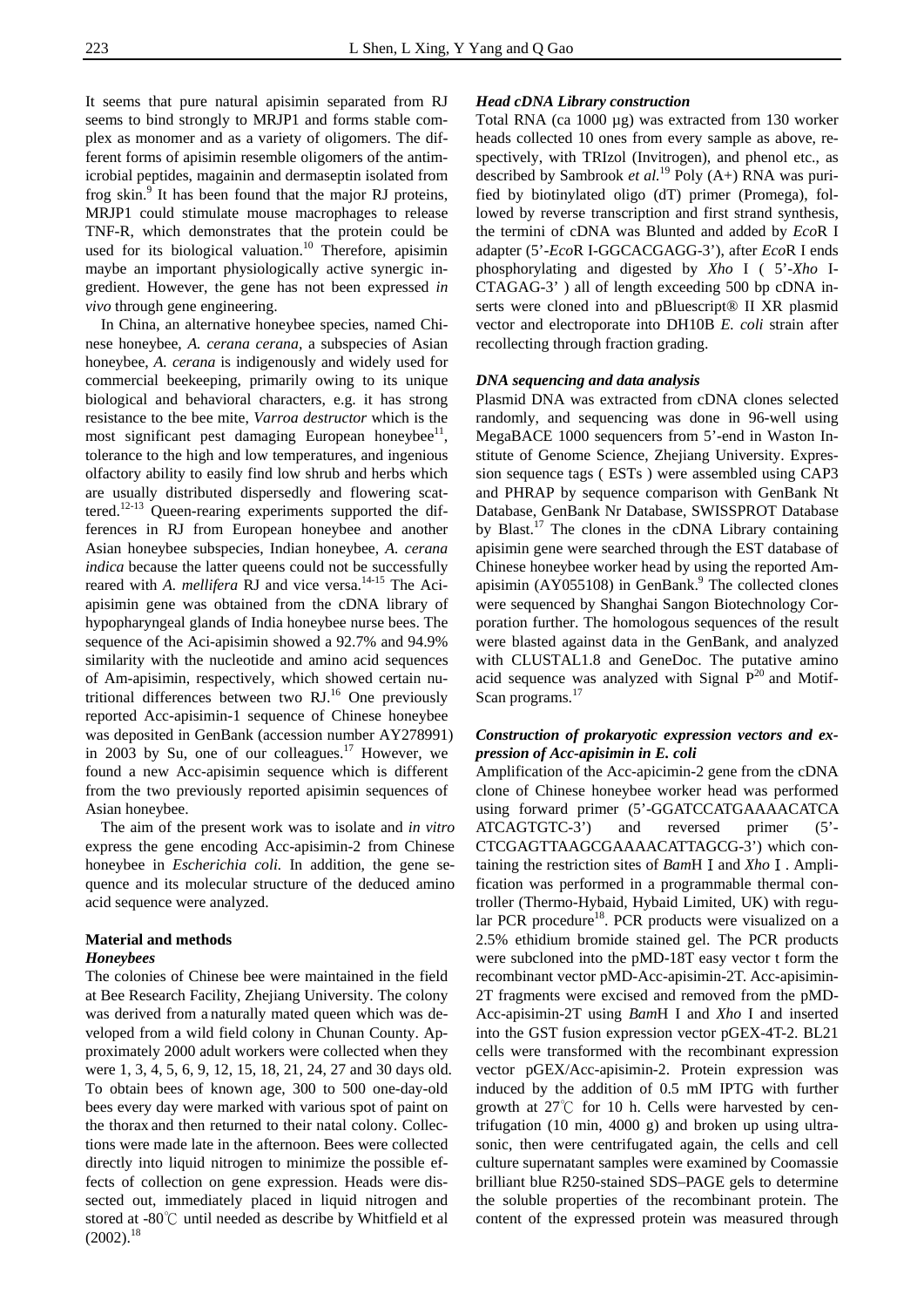It seems that pure natural apisimin separated from RJ seems to bind strongly to MRJP1 and forms stable complex as monomer and as a variety of oligomers. The different forms of apisimin resemble oligomers of the antimicrobial peptides, magainin and dermaseptin isolated from frog skin.[9] It has been found that the major RJ proteins, MRJP1 could stimulate mouse macrophages to release TNF-R, which demonstrates that the protein could be used for its biological valuation.[10] Therefore, apisimin maybe an important physiologically active synergic ingredient. However, the gene has not been expressed *in vivo* through gene engineering.

In China, an alternative honeybee species, named Chinese honeybee, *A. cerana cerana*, a subspecies of Asian honeybee, *A. cerana* is indigenously and widely used for commercial beekeeping, primarily owing to its unique biological and behavioral characters, e.g. it has strong resistance to the bee mite, *Varroa destructor* which is the most significant pest damaging European honeybee[11], tolerance to the high and low temperatures, and ingenious olfactory ability to easily find low shrub and herbs which are usually distributed dispersedly and flowering scattered.[12-13] Queen-rearing experiments supported the differences in RJ from European honeybee and another Asian honeybee subspecies, Indian honeybee, *A. cerana indica* because the latter queens could not be successfully reared with *A. mellifera* RJ and vice versa.[14-15] The Aci-apisimin gene was obtained from the cDNA library of hypopharyngeal glands of India honeybee nurse bees. The sequence of the Aci-apisimin showed a 92.7% and 94.9% similarity with the nucleotide and amino acid sequences of Am-apisimin, respectively, which showed certain nutritional differences between two RJ.[16] One previously reported Acc-apisimin-1 sequence of Chinese honeybee was deposited in GenBank (accession number AY278991) in 2003 by Su, one of our colleagues.[17] However, we found a new Acc-apisimin sequence which is different from the two previously reported apisimin sequences of Asian honeybee.

The aim of the present work was to isolate and *in vitro* express the gene encoding Acc-apisimin-2 from Chinese honeybee in *Escherichia coli.* In addition, the gene sequence and its molecular structure of the deduced amino acid sequence were analyzed.

## Material and methods

### *Honeybees*

The colonies of Chinese bee were maintained in the field at Bee Research Facility, Zhejiang University. The colony was derived from a naturally mated queen which was developed from a wild field colony in Chunan County. Approximately 2000 adult workers were collected when they were 1, 3, 4, 5, 6, 9, 12, 15, 18, 21, 24, 27 and 30 days old. To obtain bees of known age, 300 to 500 one-day-old bees every day were marked with various spot of paint on the thorax and then returned to their natal colony. Collections were made late in the afternoon. Bees were collected directly into liquid nitrogen to minimize the possible effects of collection on gene expression. Heads were dissected out, immediately placed in liquid nitrogen and stored at -80℃ until needed as describe by Whitfield et al (2002).[18]

### *Head cDNA Library construction*

Total RNA (ca 1000 µg) was extracted from 130 worker heads collected 10 ones from every sample as above, respectively, with TRIzol (Invitrogen), and phenol etc., as described by Sambrook *et al.*[19] Poly (A+) RNA was purified by biotinylated oligo (dT) primer (Promega), followed by reverse transcription and first strand synthesis, the termini of cDNA was Blunted and added by *Eco*R I adapter (5'-*Eco*R I-GGCACGAGG-3'), after *Eco*R I ends phosphorylating and digested by *Xho* I ( 5'-*Xho* I-CTAGAG-3' ) all of length exceeding 500 bp cDNA inserts were cloned into and pBluescript® II XR plasmid vector and electroporate into DH10B *E. coli* strain after recollecting through fraction grading.

### *DNA sequencing and data analysis*

Plasmid DNA was extracted from cDNA clones selected randomly, and sequencing was done in 96-well using MegaBACE 1000 sequencers from 5'-end in Waston Institute of Genome Science, Zhejiang University. Expression sequence tags ( ESTs ) were assembled using CAP3 and PHRAP by sequence comparison with GenBank Nt Database, GenBank Nr Database, SWISSPROT Database by Blast.[17] The clones in the cDNA Library containing apisimin gene were searched through the EST database of Chinese honeybee worker head by using the reported Am-apisimin (AY055108) in GenBank.[9] The collected clones were sequenced by Shanghai Sangon Biotechnology Corporation further. The homologous sequences of the result were blasted against data in the GenBank, and analyzed with CLUSTAL1.8 and GeneDoc. The putative amino acid sequence was analyzed with Signal P[20] and Motif-Scan programs.[17]

### *Construction of prokaryotic expression vectors and expression of Acc-apisimin in E. coli*

Amplification of the Acc-apicimin-2 gene from the cDNA clone of Chinese honeybee worker head was performed using forward primer (5'-GGATCCATGAAAACATCA ATCAGTGTC-3') and reversed primer (5'-CTCGAGTTAAGCGAAAACATTAGCG-3') which containing the restriction sites of *Bam*H Ⅰ and *Xho* Ⅰ. Amplification was performed in a programmable thermal controller (Thermo-Hybaid, Hybaid Limited, UK) with regular PCR procedure[18]. PCR products were visualized on a 2.5% ethidium bromide stained gel. The PCR products were subcloned into the pMD-18T easy vector t form the recombinant vector pMD-Acc-apisimin-2T. Acc-apisimin-2T fragments were excised and removed from the pMD-Acc-apisimin-2T using *Bam*H I and *Xho* I and inserted into the GST fusion expression vector pGEX-4T-2. BL21 cells were transformed with the recombinant expression vector pGEX/Acc-apisimin-2. Protein expression was induced by the addition of 0.5 mM IPTG with further growth at 27℃ for 10 h. Cells were harvested by centrifugation (10 min, 4000 g) and broken up using ultrasonic, then were centrifugated again, the cells and cell culture supernatant samples were examined by Coomassie brilliant blue R250-stained SDS–PAGE gels to determine the soluble properties of the recombinant protein. The content of the expressed protein was measured through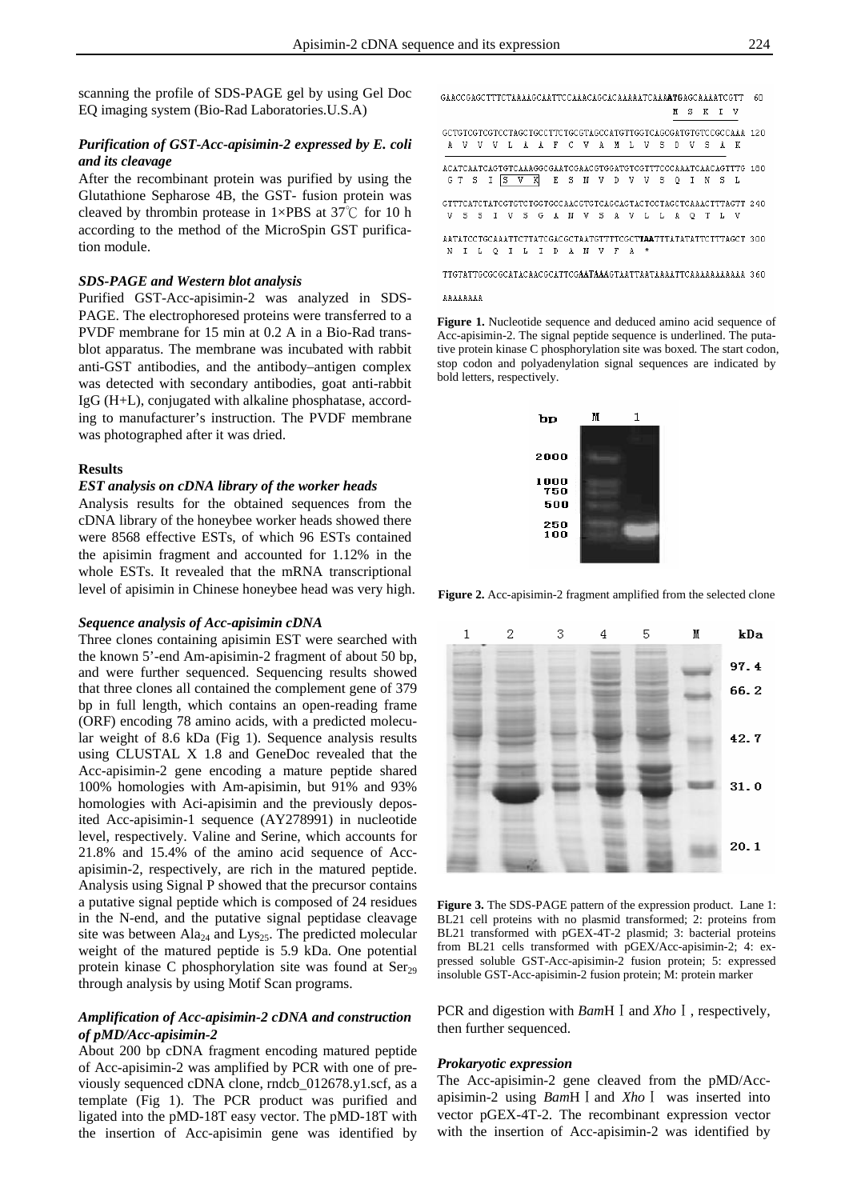scanning the profile of SDS-PAGE gel by using Gel Doc EQ imaging system (Bio-Rad Laboratories.U.S.A)

### *Purification of GST-Acc-apisimin-2 expressed by E. coli and its cleavage*

After the recombinant protein was purified by using the Glutathione Sepharose 4B, the GST- fusion protein was cleaved by thrombin protease in 1×PBS at 37℃ for 10 h according to the method of the MicroSpin GST purification module.

### *SDS-PAGE and Western blot analysis*

Purified GST-Acc-apisimin-2 was analyzed in SDS-PAGE. The electrophoresed proteins were transferred to a PVDF membrane for 15 min at 0.2 A in a Bio-Rad trans-blot apparatus. The membrane was incubated with rabbit anti-GST antibodies, and the antibody–antigen complex was detected with secondary antibodies, goat anti-rabbit IgG (H+L), conjugated with alkaline phosphatase, according to manufacturer's instruction. The PVDF membrane was photographed after it was dried.

## Results

### *EST analysis on cDNA library of the worker heads*

Analysis results for the obtained sequences from the cDNA library of the honeybee worker heads showed there were 8568 effective ESTs, of which 96 ESTs contained the apisimin fragment and accounted for 1.12% in the whole ESTs. It revealed that the mRNA transcriptional level of apisimin in Chinese honeybee head was very high.

### *Sequence analysis of Acc-apisimin cDNA*

Three clones containing apisimin EST were searched with the known 5'-end Am-apisimin-2 fragment of about 50 bp, and were further sequenced. Sequencing results showed that three clones all contained the complement gene of 379 bp in full length, which contains an open-reading frame (ORF) encoding 78 amino acids, with a predicted molecular weight of 8.6 kDa (Fig 1). Sequence analysis results using CLUSTAL X 1.8 and GeneDoc revealed that the Acc-apisimin-2 gene encoding a mature peptide shared 100% homologies with Am-apisimin, but 91% and 93% homologies with Aci-apisimin and the previously deposited Acc-apisimin-1 sequence (AY278991) in nucleotide level, respectively. Valine and Serine, which accounts for 21.8% and 15.4% of the amino acid sequence of Acc-apisimin-2, respectively, are rich in the matured peptide. Analysis using Signal P showed that the precursor contains a putative signal peptide which is composed of 24 residues in the N-end, and the putative signal peptidase cleavage site was between $Ala_{24}$ and $Lys_{25}$. The predicted molecular weight of the matured peptide is 5.9 kDa. One potential protein kinase C phosphorylation site was found at $Ser_{29}$ through analysis by using Motif Scan programs.

### *Amplification of Acc-apisimin-2 cDNA and construction of pMD/Acc-apisimin-2*

About 200 bp cDNA fragment encoding matured peptide of Acc-apisimin-2 was amplified by PCR with one of previously sequenced cDNA clone, rndcb_012678.y1.scf, as a template (Fig 1). The PCR product was purified and ligated into the pMD-18T easy vector. The pMD-18T with the insertion of Acc-apisimin gene was identified by PCR and digestion with *Bam*HⅠ and *Xho*Ⅰ, respectively, then further sequenced.

```
GAACCGAGCTTTCTAAAAGCAATTCCAAACAGCACAAAAATCAAAATGAGCAAAATCGTT  60
                                              M  S  K  I  V
GCTGTCGTCGTCCTAGCTGCCTTCTGCGTAGCCATGTTGGTCAGCGATGTGTCCGCCAAA 120
 A  V  V  V  L  A  A  F  C  V  A  M  L  V  S  D  V  S  A  K
ACATCAATCAGTGTCAAAGGCGAATCGAACGTGGATGTCGTTTCCCAAATCAACAGTTTG 180
 G  T  S  I [S  V  K] E  S  N  V  D  V  V  S  Q  I  N  S  L
GTTTCATCTATCGTCTCTGGTGCCAACGTGTCAGCAGTACTCCTAGCTCAAACTTTAGTT 240
 V  S  S  I  V  S  G  A  N  V  S  A  V  L  L  A  Q  T  L  V
AATATCCTGCAAATTCTTATCGACGCTAATGTTTTCGCTTAATTTATATATTCTTTAGCT 300
 N  I  L  Q  I  L  I  D  A  N  V  F  A  *
TTGTATTGCGCGCATACAACGCATTCGAATAAAGTAATTAATAAAATTCAAAAAAAAAAA 360
AAAAAAAA
```

**Figure 1.** Nucleotide sequence and deduced amino acid sequence of Acc-apisimin-2. The signal peptide sequence is underlined. The putative protein kinase C phosphorylation site was boxed. The start codon, stop codon and polyadenylation signal sequences are indicated by bold letters, respectively.

**Figure 2.** Acc-apisimin-2 fragment amplified from the selected clone

**Figure 3.** The SDS-PAGE pattern of the expression product. Lane 1: BL21 cell proteins with no plasmid transformed; 2: proteins from BL21 transformed with pGEX-4T-2 plasmid; 3: bacterial proteins from BL21 cells transformed with pGEX/Acc-apisimin-2; 4: expressed soluble GST-Acc-apisimin-2 fusion protein; 5: expressed insoluble GST-Acc-apisimin-2 fusion protein; M: protein marker

### *Prokaryotic expression*

The Acc-apisimin-2 gene cleaved from the pMD/Acc-apisimin-2 using *Bam*HⅠ and *Xho*Ⅰ was inserted into vector pGEX-4T-2. The recombinant expression vector with the insertion of Acc-apisimin-2 was identified by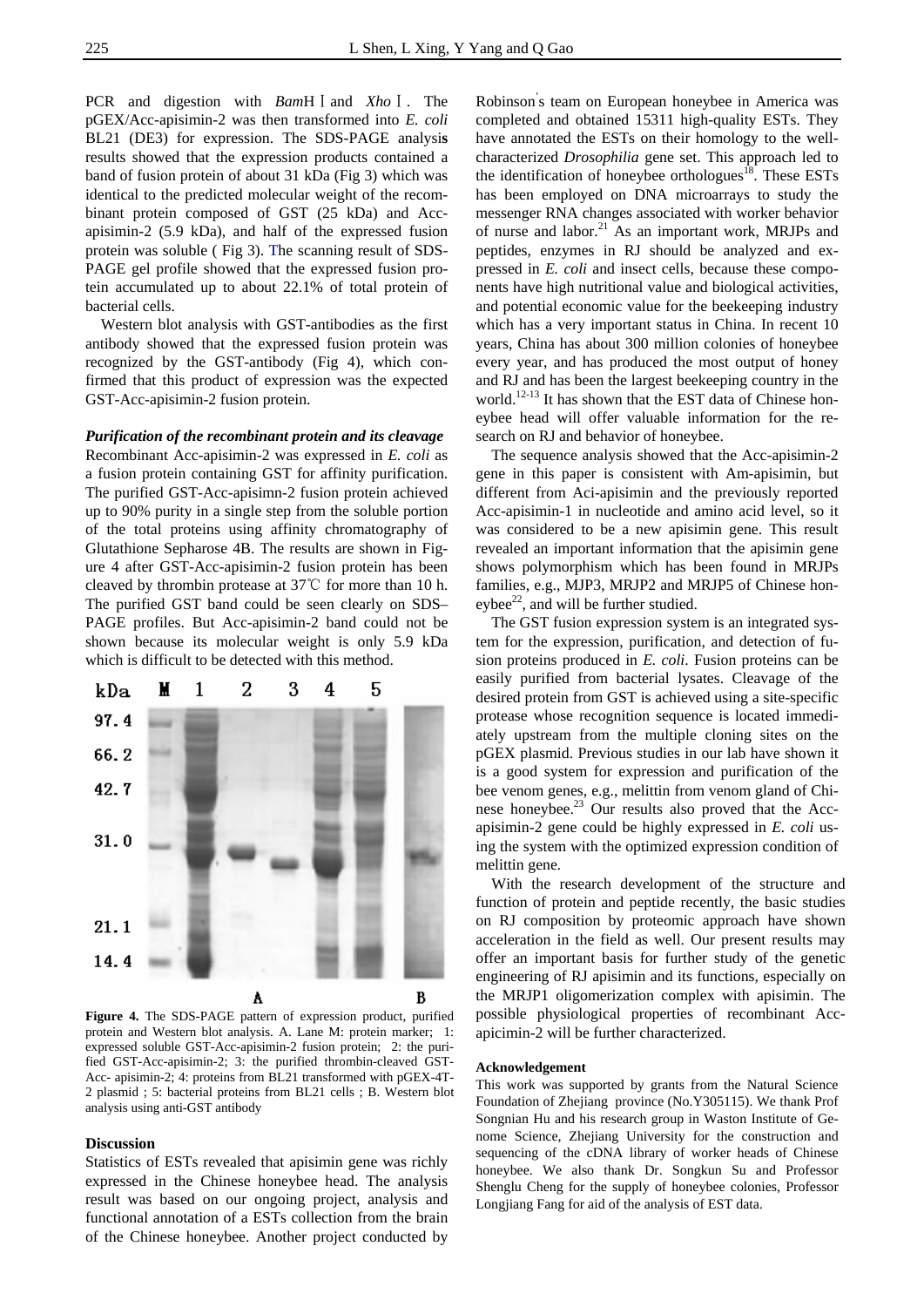PCR and digestion with *Bam*H I and *Xho* I . The pGEX/Acc-apisimin-2 was then transformed into *E. coli* BL21 (DE3) for expression. The SDS-PAGE analysis results showed that the expression products contained a band of fusion protein of about 31 kDa (Fig 3) which was identical to the predicted molecular weight of the recombinant protein composed of GST (25 kDa) and Acc-apisimin-2 (5.9 kDa), and half of the expressed fusion protein was soluble ( Fig 3). The scanning result of SDS-PAGE gel profile showed that the expressed fusion protein accumulated up to about 22.1% of total protein of bacterial cells.

Western blot analysis with GST-antibodies as the first antibody showed that the expressed fusion protein was recognized by the GST-antibody (Fig 4), which confirmed that this product of expression was the expected GST-Acc-apisimin-2 fusion protein.

***Purification of the recombinant protein and its cleavage***

Recombinant Acc-apisimin-2 was expressed in *E. coli* as a fusion protein containing GST for affinity purification. The purified GST-Acc-apisimn-2 fusion protein achieved up to 90% purity in a single step from the soluble portion of the total proteins using affinity chromatography of Glutathione Sepharose 4B. The results are shown in Figure 4 after GST-Acc-apisimin-2 fusion protein has been cleaved by thrombin protease at 37℃ for more than 10 h. The purified GST band could be seen clearly on SDS–PAGE profiles. But Acc-apisimin-2 band could not be shown because its molecular weight is only 5.9 kDa which is difficult to be detected with this method.

**Figure 4.** The SDS-PAGE pattern of expression product, purified protein and Western blot analysis. A. Lane M: protein marker; 1: expressed soluble GST-Acc-apisimin-2 fusion protein; 2: the purified GST-Acc-apisimin-2; 3: the purified thrombin-cleaved GST-Acc- apisimin-2; 4: proteins from BL21 transformed with pGEX-4T-2 plasmid ; 5: bacterial proteins from BL21 cells ; B. Western blot analysis using anti-GST antibody

**Discussion**

Statistics of ESTs revealed that apisimin gene was richly expressed in the Chinese honeybee head. The analysis result was based on our ongoing project, analysis and functional annotation of a ESTs collection from the brain of the Chinese honeybee. Another project conducted by Robinson's team on European honeybee in America was completed and obtained 15311 high-quality ESTs. They have annotated the ESTs on their homology to the well-characterized *Drosophilia* gene set. This approach led to the identification of honeybee orthologues[18]. These ESTs has been employed on DNA microarrays to study the messenger RNA changes associated with worker behavior of nurse and labor.[21] As an important work, MRJPs and peptides, enzymes in RJ should be analyzed and expressed in *E. coli* and insect cells, because these components have high nutritional value and biological activities, and potential economic value for the beekeeping industry which has a very important status in China. In recent 10 years, China has about 300 million colonies of honeybee every year, and has produced the most output of honey and RJ and has been the largest beekeeping country in the world.[12-13] It has shown that the EST data of Chinese honeybee head will offer valuable information for the research on RJ and behavior of honeybee.

The sequence analysis showed that the Acc-apisimin-2 gene in this paper is consistent with Am-apisimin, but different from Aci-apisimin and the previously reported Acc-apisimin-1 in nucleotide and amino acid level, so it was considered to be a new apisimin gene. This result revealed an important information that the apisimin gene shows polymorphism which has been found in MRJPs families, e.g., MJP3, MRJP2 and MRJP5 of Chinese honeybee[22], and will be further studied.

The GST fusion expression system is an integrated system for the expression, purification, and detection of fusion proteins produced in *E. coli*. Fusion proteins can be easily purified from bacterial lysates. Cleavage of the desired protein from GST is achieved using a site-specific protease whose recognition sequence is located immediately upstream from the multiple cloning sites on the pGEX plasmid. Previous studies in our lab have shown it is a good system for expression and purification of the bee venom genes, e.g., melittin from venom gland of Chinese honeybee.[23] Our results also proved that the Acc-apisimin-2 gene could be highly expressed in *E. coli* using the system with the optimized expression condition of melittin gene.

With the research development of the structure and function of protein and peptide recently, the basic studies on RJ composition by proteomic approach have shown acceleration in the field as well. Our present results may offer an important basis for further study of the genetic engineering of RJ apisimin and its functions, especially on the MRJP1 oligomerization complex with apisimin. The possible physiological properties of recombinant Acc-apicimin-2 will be further characterized.

**Acknowledgement**

This work was supported by grants from the Natural Science Foundation of Zhejiang province (No.Y305115). We thank Prof Songnian Hu and his research group in Waston Institute of Genome Science, Zhejiang University for the construction and sequencing of the cDNA library of worker heads of Chinese honeybee. We also thank Dr. Songkun Su and Professor Shenglu Cheng for the supply of honeybee colonies, Professor Longjiang Fang for aid of the analysis of EST data.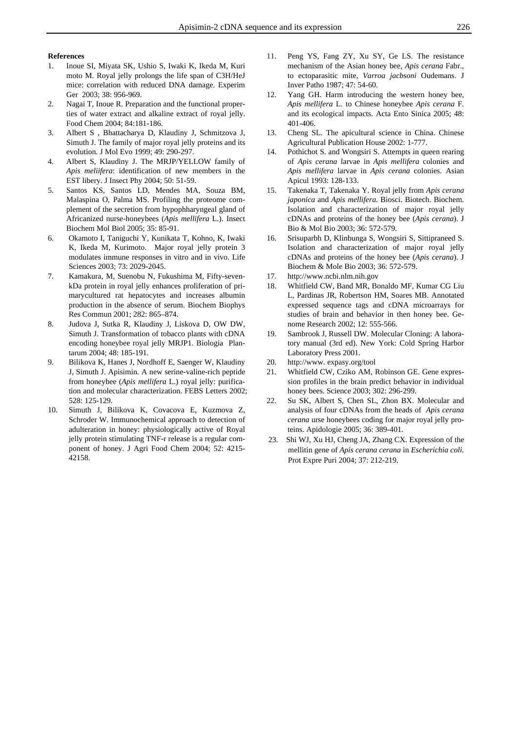**References**

1. Inoue SI, Miyata SK, Ushio S, Iwaki K, Ikeda M, Kuri moto M. Royal jelly prolongs the life span of C3H/HeJ mice: correlation with reduced DNA damage. Experim Ger 2003; 38: 956-969.
2. Nagai T, Inoue R. Preparation and the functional properties of water extract and alkaline extract of royal jelly. Food Chem 2004; 84:181-186.
3. Albert S , Bhattacharya D, Klaudiny J, Schmitzova J, Simuth J. The family of major royal jelly proteins and its evolution. J Mol Evo 1999; 49: 290-297.
4. Albert S, Klaudiny J. The MRJP/YELLOW family of *Apis meiiifera*: identification of new members in the EST libery. J Insect Phy 2004; 50: 51-59.
5. Santos KS, Santos LD, Mendes MA, Souza BM, Malaspina O, Palma MS. Profiling the proteome complement of the secretion from hypophharyngeal gland of Africanized nurse-honeybees (*Apis mellifera* L.). Insect Biochem Mol Biol 2005; 35: 85-91.
6. Okamoto I, Taniguchi Y, Kunikata T, Kohno, K, Iwaki K, Ikeda M, Kurimoto. Major royal jelly protein 3 modulates immune responses in vitro and in vivo. Life Sciences 2003; 73: 2029-2045.
7. Kamakura, M, Suenobu N, Fukushima M, Fifty-sevenkDa protein in royal jelly enhances proliferation of primarycultured rat hepatocytes and increases albumin production in the absence of serum. Biochem Biophys Res Commun 2001; 282: 865–874.
8. Judova J, Sutka R, Klaudiny J, Liskova D, OW DW, Simuth J. Transformation of tobacco plants with cDNA encoding honeybee royal jelly MRJP1. Biologia Plantarum 2004; 48: 185-191.
9. Bilikova K, Hanes J, Nordhoff E, Saenger W, Klaudiny J, Simuth J. Apisimin. A new serine-valine-rich peptide from honeybee (*Apis mellifera* L.) royal jelly: purification and molecular characterization. FEBS Letters 2002; 528: 125-129.
10. Simuth J, Bilikova K, Covacova E, Kuzmova Z, Schroder W. Immunochemical approach to detection of adulteration in honey: physiologically active of Royal jelly protein stimulating TNF-r release is a regular component of honey. J Agri Food Chem 2004; 52: 4215-42158.
11. Peng YS, Fang ZY, Xu SY, Ge LS. The resistance mechanism of the Asian honey bee, *Apis cerana* Fabr., to ectoparasitic mite, *Varroa jacbsoni* Oudemans. J Inver Patho 1987; 47: 54-60.
12. Yang GH. Harm introducing the western honey bee, *Apis mellifera* L. to Chinese honeybee *Apis cerana* F. and its ecological impacts. Acta Ento Sinica 2005; 48: 401-406.
13. Cheng SL. The apicultural science in China. Chinese Agricultural Publication House 2002: 1-777.
14. Pothichot S. and Wongsiri S. Attempts in queen rearing of *Apis cerana* larvae in *Apis mellifera* colonies and *Apis mellifera* larvae in *Apis cerana* colonies. Asian Apicul 1993: 128-133.
15. Takenaka T, Takenaka Y. Royal jelly from *Apis cerana japonica* and *Apis mellifera*. Biosci. Biotech. Biochem. Isolation and characterization of major royal jelly cDNAs and proteins of the honey bee (*Apis cerana*). J Bio & Mol Bio 2003; 36: 572-579.
16. Srisuparbh D, Klinbunga S, Wongsiri S, Sittipraneed S. Isolation and characterization of major royal jelly cDNAs and proteins of the honey bee (*Apis cerana*). J Biochem & Mole Bio 2003; 36: 572-579.
17. http://www.ncbi.nlm.nih.gov
18. Whitfield CW, Band MR, Bonaldo MF, Kumar CG Liu L, Pardinas JR, Robertson HM, Soares MB. Annotated expressed sequence tags and cDNA microarrays for studies of brain and behavior in then honey bee. Genome Research 2002; 12: 555-566.
19. Sambrook J, Russell DW. Molecular Cloning: A laboratory manual (3rd ed). New York: Cold Spring Harbor Laboratory Press 2001.
20. http://www. expasy.org/tool
21. Whitfield CW, Cziko AM, Robinson GE. Gene expression profiles in the brain predict behavior in individual honey bees. Science 2003; 302: 296-299.
22. Su SK, Albert S, Chen SL, Zhon BX. Molecular and analysis of four cDNAs from the heads of *Apis cerana cerana* urse honeybees coding for major royal jelly proteins. Apidologie 2005; 36: 389-401.
23. Shi WJ, Xu HJ, Cheng JA, Zhang CX. Expression of the mellitin gene of *Apis cerana cerana* in *Escherichia coli.* Prot Expre Puri 2004; 37: 212-219.